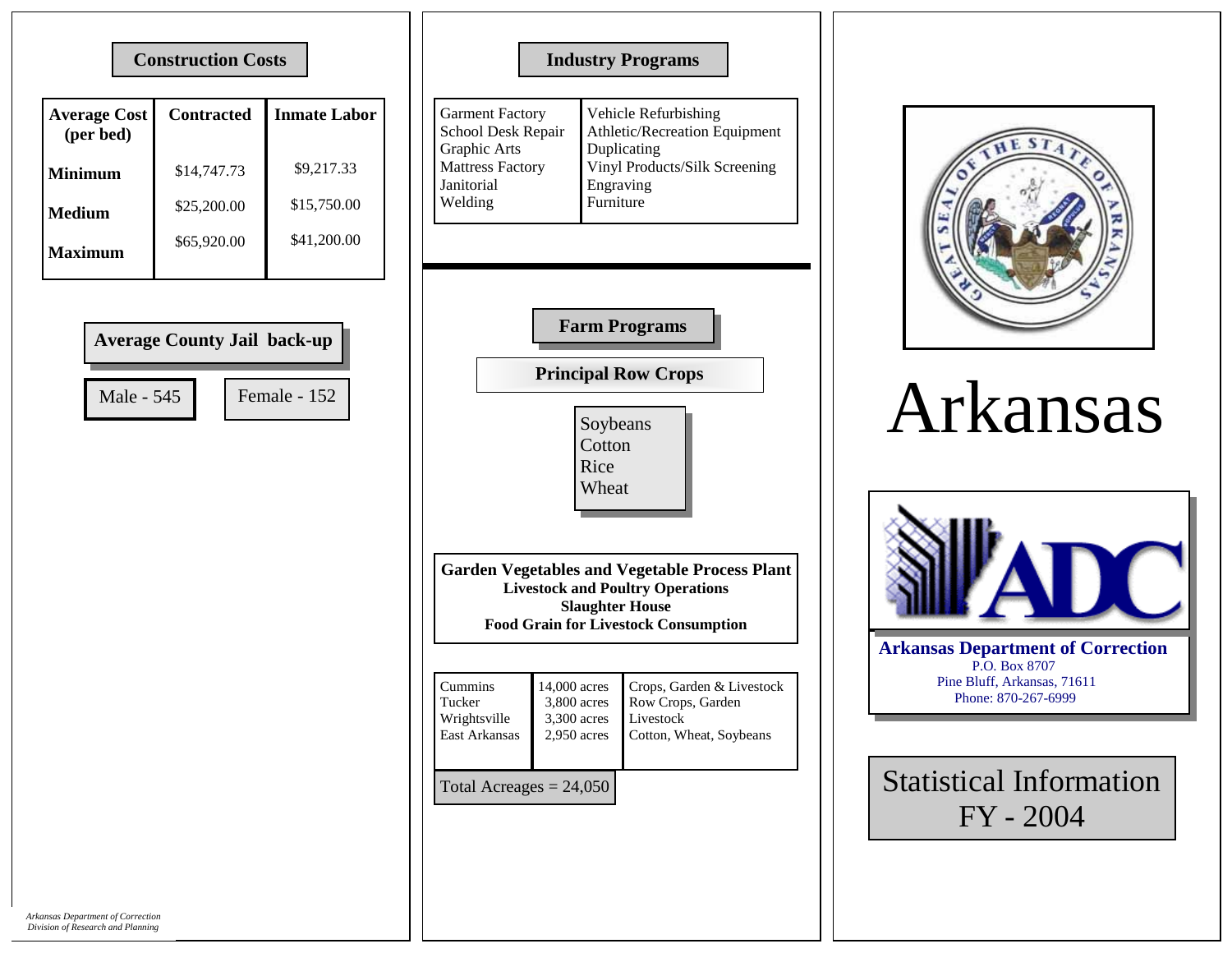## Construction Costs

| Average Cost (per bed) | Contracted | Inmate Labor |
|---|---|---|
| Minimum | $14,747.73 | $9,217.33 |
| Medium | $25,200.00 | $15,750.00 |
| Maximum | $65,920.00 | $41,200.00 |

## Average County Jail back-up

Male - 545

Female - 152

*Arkansas Department of Correction*
*Division of Research and Planning*

## Industry Programs

| | |
|---|---|
| Garment Factory | Vehicle Refurbishing |
| School Desk Repair | Athletic/Recreation Equipment |
| Graphic Arts | Duplicating |
| Mattress Factory | Vinyl Products/Silk Screening |
| Janitorial | Engraving |
| Welding | Furniture |

## Farm Programs

### Principal Row Crops

- Soybeans
- Cotton
- Rice
- Wheat

**Garden Vegetables and Vegetable Process Plant**
**Livestock and Poultry Operations**
**Slaughter House**
**Food Grain for Livestock Consumption**

| | | |
|---|---|---|
| Cummins | 14,000 acres | Crops, Garden & Livestock |
| Tucker | 3,800 acres | Row Crops, Garden |
| Wrightsville | 3,300 acres | Livestock |
| East Arkansas | 2,950 acres | Cotton, Wheat, Soybeans |

Total Acreages = 24,050

# Arkansas

**Arkansas Department of Correction**
P.O. Box 8707
Pine Bluff, Arkansas, 71611
Phone: 870-267-6999

## Statistical Information FY - 2004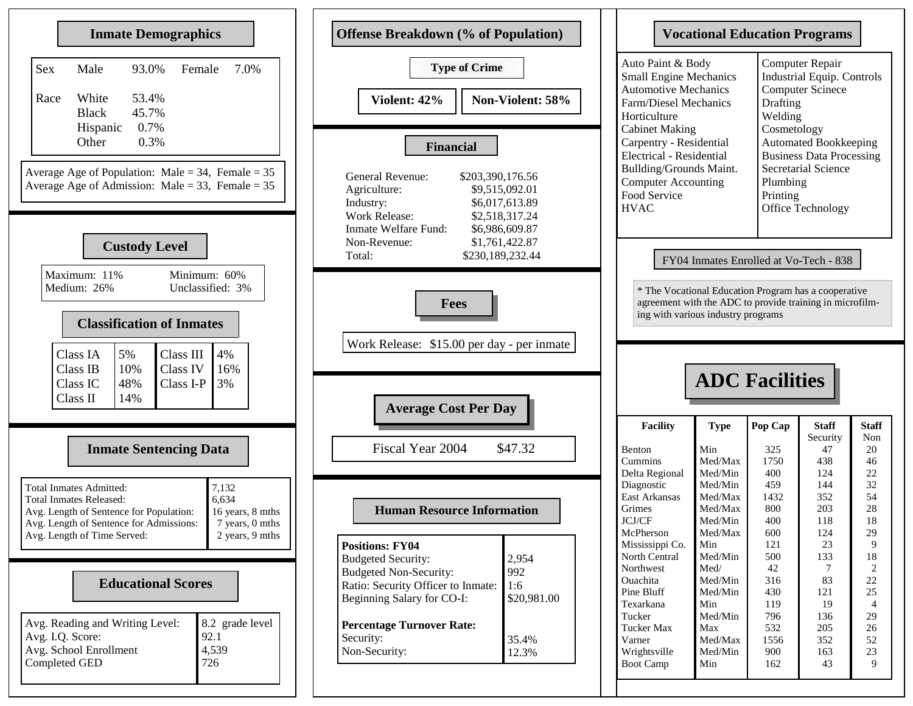## Inmate Demographics

| | | | | |
|---|---|---|---|---|
| Sex | Male | 93.0% | Female | 7.0% |
| Race | White | 53.4% | | |
| | Black | 45.7% | | |
| | Hispanic | 0.7% | | |
| | Other | 0.3% | | |

Average Age of Population: Male = 34, Female = 35
Average Age of Admission: Male = 33, Female = 35

## Custody Level

| | |
|---|---|
| Maximum: 11% | Minimum: 60% |
| Medium: 26% | Unclassified: 3% |

## Classification of Inmates

| | | | |
|---|---|---|---|
| Class IA | 5% | Class III | 4% |
| Class IB | 10% | Class IV | 16% |
| Class IC | 48% | Class I-P | 3% |
| Class II | 14% | | |

## Inmate Sentencing Data

| | |
|---|---|
| Total Inmates Admitted: | 7,132 |
| Total Inmates Released: | 6,634 |
| Avg. Length of Sentence for Population: | 16 years, 8 mths |
| Avg. Length of Sentence for Admissions: | 7 years, 0 mths |
| Avg. Length of Time Served: | 2 years, 9 mths |

## Educational Scores

| | |
|---|---|
| Avg. Reading and Writing Level: | 8.2 grade level |
| Avg. I.Q. Score: | 92.1 |
| Avg. School Enrollment | 4,539 |
| Completed GED | 726 |

## Offense Breakdown (% of Population)

**Type of Crime**

**Violent: 42%** **Non-Violent: 58%**

## Financial

| | |
|---|---|
| General Revenue: | $203,390,176.56 |
| Agriculture: | $9,515,092.01 |
| Industry: | $6,017,613.89 |
| Work Release: | $2,518,317.24 |
| Inmate Welfare Fund: | $6,986,609.87 |
| Non-Revenue: | $1,761,422.87 |
| Total: | $230,189,232.44 |

## Fees

Work Release: $15.00 per day - per inmate

## Average Cost Per Day

Fiscal Year 2004 $47.32

## Human Resource Information

| | |
|---|---|
| **Positions: FY04** | |
| Budgeted Security: | 2,954 |
| Budgeted Non-Security: | 992 |
| Ratio: Security Officer to Inmate: | 1:6 |
| Beginning Salary for CO-I: | $20,981.00 |
| **Percentage Turnover Rate:** | |
| Security: | 35.4% |
| Non-Security: | 12.3% |

## Vocational Education Programs

| | |
|---|---|
| Auto Paint & Body | Computer Repair |
| Small Engine Mechanics | Industrial Equip. Controls |
| Automotive Mechanics | Computer Scinece |
| Farm/Diesel Mechanics | Drafting |
| Horticulture | Welding |
| Cabinet Making | Cosmetology |
| Carpentry - Residential | Automated Bookkeeping |
| Electrical - Residential | Business Data Processing |
| Bullding/Grounds Maint. | Secretarial Science |
| Computer Accounting | Plumbing |
| Food Service | Printing |
| HVAC | Office Technology |

FY04 Inmates Enrolled at Vo-Tech - 838

* The Vocational Education Program has a cooperative agreement with the ADC to provide training in microfilming with various industry programs

## ADC Facilities

| Facility | Type | Pop Cap | Staff Security | Staff Non |
|---|---|---|---|---|
| Benton | Min | 325 | 47 | 20 |
| Cummins | Med/Max | 1750 | 438 | 46 |
| Delta Regional | Med/Min | 400 | 124 | 22 |
| Diagnostic | Med/Min | 459 | 144 | 32 |
| East Arkansas | Med/Max | 1432 | 352 | 54 |
| Grimes | Med/Max | 800 | 203 | 28 |
| JCJ/CF | Med/Min | 400 | 118 | 18 |
| McPherson | Med/Max | 600 | 124 | 29 |
| Mississippi Co. | Min | 121 | 23 | 9 |
| North Central | Med/Min | 500 | 133 | 18 |
| Northwest | Med/ | 42 | 7 | 2 |
| Ouachita | Med/Min | 316 | 83 | 22 |
| Pine Bluff | Med/Min | 430 | 121 | 25 |
| Texarkana | Min | 119 | 19 | 4 |
| Tucker | Med/Min | 796 | 136 | 29 |
| Tucker Max | Max | 532 | 205 | 26 |
| Varner | Med/Max | 1556 | 352 | 52 |
| Wrightsville | Med/Min | 900 | 163 | 23 |
| Boot Camp | Min | 162 | 43 | 9 |